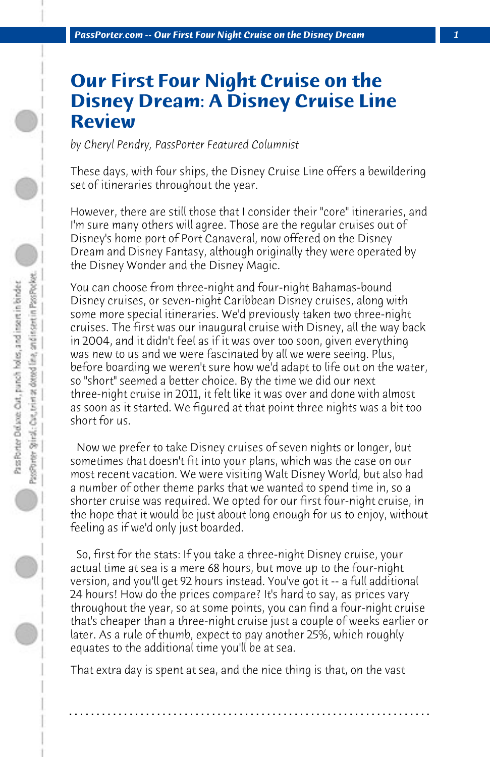# Our First Four Night Cruise on the Disney Dream: A Disney Cruise Line Review

*by Cheryl Pendry, PassPorter Featured Columnist*

These days, with four ships, the Disney Cruise Line offers a bewildering set of itineraries throughout the year.

However, there are still those that I consider their "core" itineraries, and I'm sure many others will agree. Those are the regular cruises out of Disney's home port of Port Canaveral, now offered on the Disney Dream and Disney Fantasy, although originally they were operated by the Disney Wonder and the Disney Magic.

You can choose from three-night and four-night Bahamas-bound Disney cruises, or seven-night Caribbean Disney cruises, along with some more special itineraries. We'd previously taken two three-night cruises. The first was our inaugural cruise with Disney, all the way back in 2004, and it didn't feel as if it was over too soon, given everything was new to us and we were fascinated by all we were seeing. Plus, before boarding we weren't sure how we'd adapt to life out on the water, so "short" seemed a better choice. By the time we did our next three-night cruise in 2011, it felt like it was over and done with almost as soon as it started. We figured at that point three nights was a bit too short for us.

Now we prefer to take Disney cruises of seven nights or longer, but sometimes that doesn't fit into your plans, which was the case on our most recent vacation. We were visiting Walt Disney World, but also had a number of other theme parks that we wanted to spend time in, so a shorter cruise was required. We opted for our first four-night cruise, in the hope that it would be just about long enough for us to enjoy, without feeling as if we'd only just boarded.

So, first for the stats: If you take a three-night Disney cruise, your actual time at sea is a mere 68 hours, but move up to the four-night version, and you'll get 92 hours instead. You've got it -- a full additional 24 hours! How do the prices compare? It's hard to say, as prices vary throughout the year, so at some points, you can find a four-night cruise that's cheaper than a three-night cruise just a couple of weeks earlier or later. As a rule of thumb, expect to pay another 25%, which roughly equates to the additional time you'll be at sea.

That extra day is spent at sea, and the nice thing is that, on the vast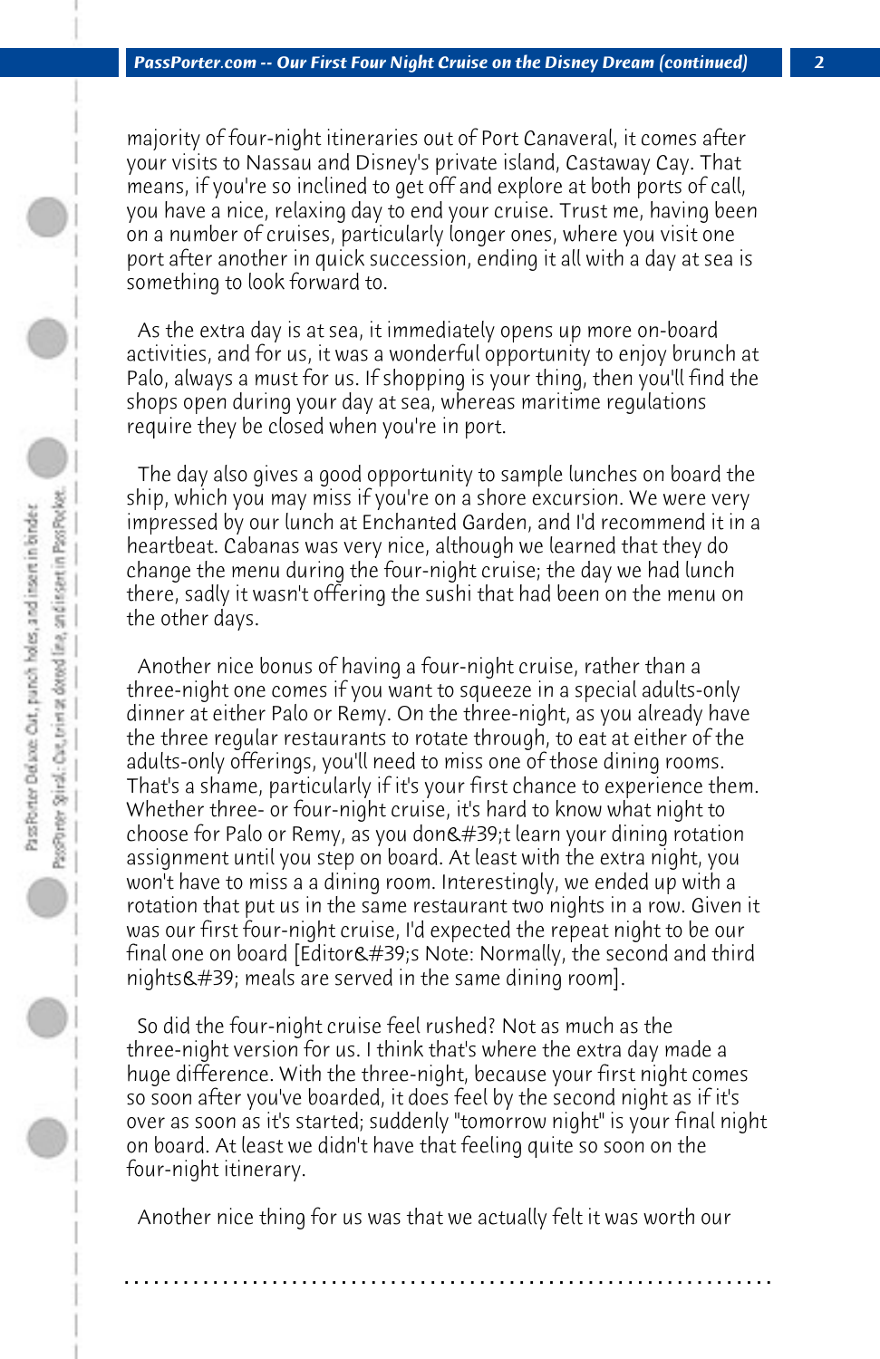majority of four-night itineraries out of Port Canaveral, it comes after your visits to Nassau and Disney's private island, Castaway Cay. That means, if you're so inclined to get off and explore at both ports of call, you have a nice, relaxing day to end your cruise. Trust me, having been on a number of cruises, particularly longer ones, where you visit one port after another in quick succession, ending it all with a day at sea is something to look forward to.

As the extra day is at sea, it immediately opens up more on-board activities, and for us, it was a wonderful opportunity to enjoy brunch at Palo, always a must for us. If shopping is your thing, then you'll find the shops open during your day at sea, whereas maritime regulations require they be closed when you're in port.

The day also gives a good opportunity to sample lunches on board the ship, which you may miss if you're on a shore excursion. We were very impressed by our lunch at Enchanted Garden, and I'd recommend it in a heartbeat. Cabanas was very nice, although we learned that they do change the menu during the four-night cruise; the day we had lunch there, sadly it wasn't offering the sushi that had been on the menu on the other days.

Another nice bonus of having a four-night cruise, rather than a three-night one comes if you want to squeeze in a special adults-only dinner at either Palo or Remy. On the three-night, as you already have the three regular restaurants to rotate through, to eat at either of the adults-only offerings, you'll need to miss one of those dining rooms. That's a shame, particularly if it's your first chance to experience them. Whether three- or four-night cruise, it's hard to know what night to choose for Palo or Remy, as you don&#39;t learn your dining rotation assignment until you step on board. At least with the extra night, you won't have to miss a a dining room. Interestingly, we ended up with a rotation that put us in the same restaurant two nights in a row. Given it was our first four-night cruise, I'd expected the repeat night to be our final one on board [Editor&#39;s Note: Normally, the second and third nights&#39; meals are served in the same dining room].

So did the four-night cruise feel rushed? Not as much as the three-night version for us. I think that's where the extra day made a huge difference. With the three-night, because your first night comes so soon after you've boarded, it does feel by the second night as if it's over as soon as it's started; suddenly "tomorrow night" is your final night on board. At least we didn't have that feeling quite so soon on the four-night itinerary.

Another nice thing for us was that we actually felt it was worth our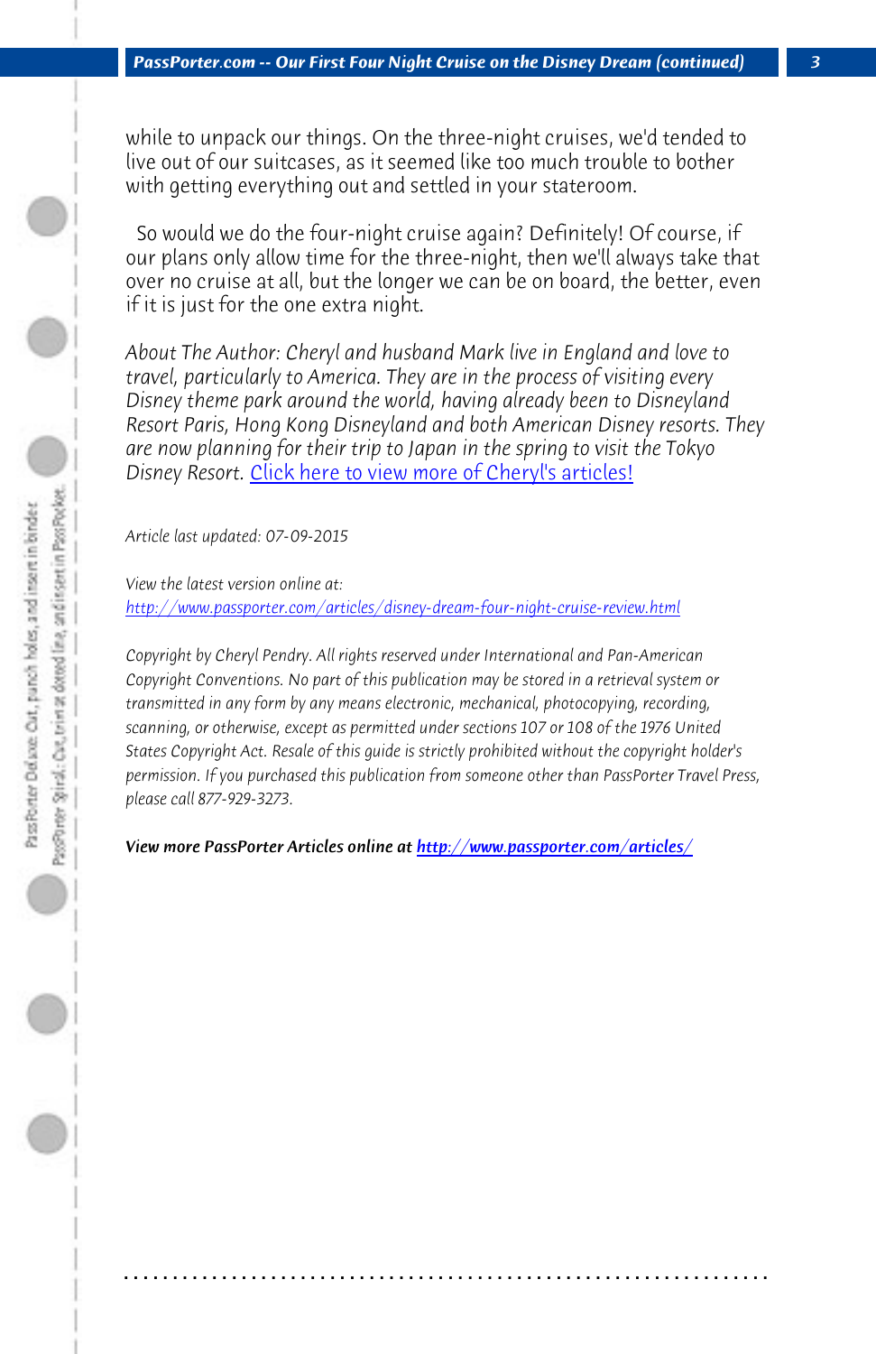while to unpack our things. On the three-night cruises, we'd tended to live out of our suitcases, as it seemed like too much trouble to bother with getting everything out and settled in your stateroom.

So would we do the four-night cruise again? Definitely! Of course, if our plans only allow time for the three-night, then we'll always take that over no cruise at all, but the longer we can be on board, the better, even if it is just for the one extra night.

*About The Author: Cheryl and husband Mark live in England and love to travel, particularly to America. They are in the process of visiting every Disney theme park around the world, having already been to Disneyland Resort Paris, Hong Kong Disneyland and both American Disney resorts. They are now planning for their trip to Japan in the spring to visit the Tokyo Disney Resort. Click here to view more of Cheryl's articles!*

*Article last updated: 07-09-2015*

*View the latest version online at:*
*http://www.passporter.com/articles/disney-dream-four-night-cruise-review.html*

*Copyright by Cheryl Pendry. All rights reserved under International and Pan-American Copyright Conventions. No part of this publication may be stored in a retrieval system or transmitted in any form by any means electronic, mechanical, photocopying, recording, scanning, or otherwise, except as permitted under sections 107 or 108 of the 1976 United States Copyright Act. Resale of this guide is strictly prohibited without the copyright holder's permission. If you purchased this publication from someone other than PassPorter Travel Press, please call 877-929-3273.*

***View more PassPorter Articles online at http://www.passporter.com/articles/***